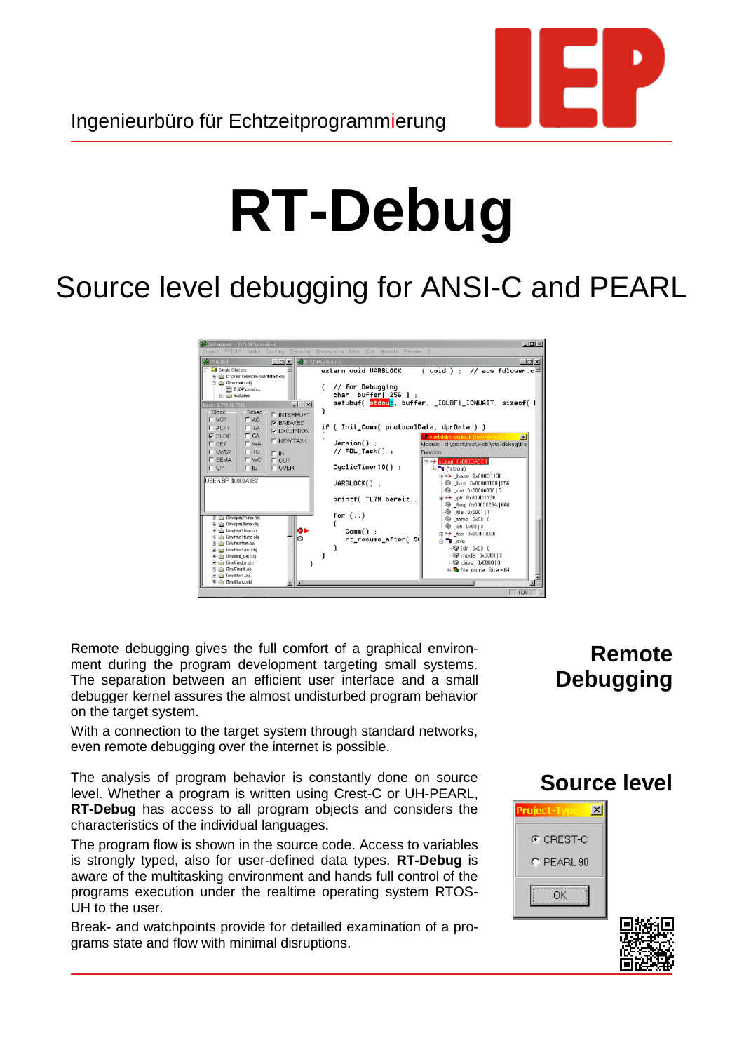Ingenieurbüro für Echtzeitprogrammierung

# RT-Debug

## Source level debugging for ANSI-C and PEARL

### Remote Debugging

Remote debugging gives the full comfort of a graphical environment during the program development targeting small systems. The separation between an efficient user interface and a small debugger kernel assures the almost undisturbed program behavior on the target system.

With a connection to the target system through standard networks, even remote debugging over the internet is possible.

### Source level

The analysis of program behavior is constantly done on source level. Whether a program is written using Crest-C or UH-PEARL, **RT-Debug** has access to all program objects and considers the characteristics of the individual languages.

The program flow is shown in the source code. Access to variables is strongly typed, also for user-defined data types. **RT-Debug** is aware of the multitasking environment and hands full control of the programs execution under the realtime operating system RTOS-UH to the user.

Break- and watchpoints provide for detailled examination of a programs state and flow with minimal disruptions.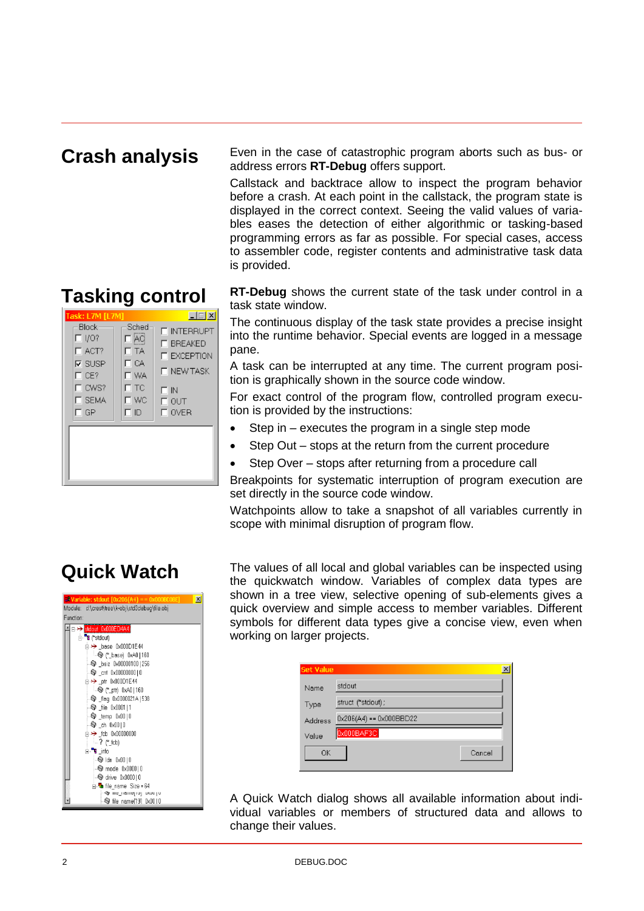## Crash analysis

Even in the case of catastrophic program aborts such as bus- or address errors **RT-Debug** offers support.

Callstack and backtrace allow to inspect the program behavior before a crash. At each point in the callstack, the program state is displayed in the correct context. Seeing the valid values of variables eases the detection of either algorithmic or tasking-based programming errors as far as possible. For special cases, access to assembler code, register contents and administrative task data is provided.

## Tasking control

**RT-Debug** shows the current state of the task under control in a task state window.

The continuous display of the task state provides a precise insight into the runtime behavior. Special events are logged in a message pane.

A task can be interrupted at any time. The current program position is graphically shown in the source code window.

For exact control of the program flow, controlled program execution is provided by the instructions:

- Step in – executes the program in a single step mode
- Step Out – stops at the return from the current procedure
- Step Over – stops after returning from a procedure call

Breakpoints for systematic interruption of program execution are set directly in the source code window.

Watchpoints allow to take a snapshot of all variables currently in scope with minimal disruption of program flow.

## Quick Watch

The values of all local and global variables can be inspected using the quickwatch window. Variables of complex data types are shown in a tree view, selective opening of sub-elements gives a quick overview and simple access to member variables. Different symbols for different data types give a concise view, even when working on larger projects.

A Quick Watch dialog shows all available information about individual variables or members of structured data and allows to change their values.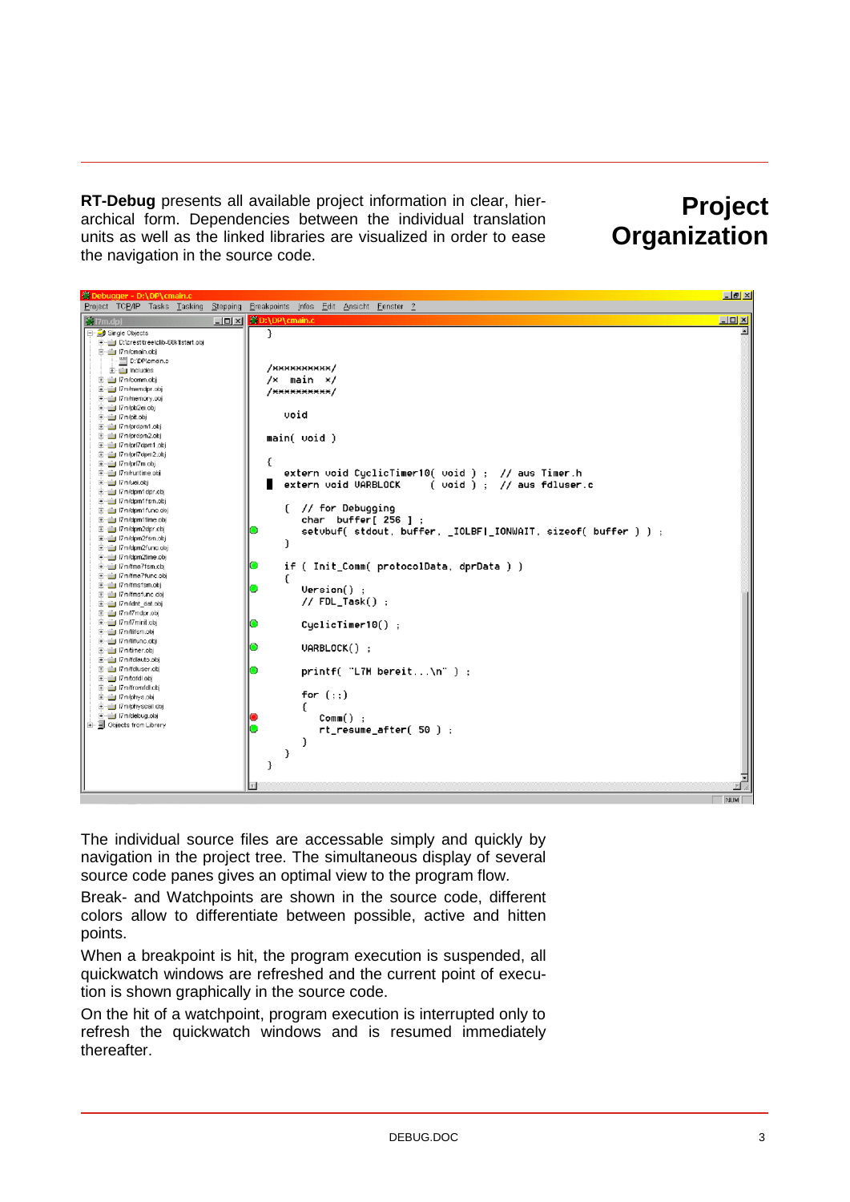# Project Organization

**RT-Debug** presents all available project information in clear, hierarchical form. Dependencies between the individual translation units as well as the linked libraries are visualized in order to ease the navigation in the source code.

The individual source files are accessable simply and quickly by navigation in the project tree. The simultaneous display of several source code panes gives an optimal view to the program flow.

Break- and Watchpoints are shown in the source code, different colors allow to differentiate between possible, active and hitten points.

When a breakpoint is hit, the program execution is suspended, all quickwatch windows are refreshed and the current point of execution is shown graphically in the source code.

On the hit of a watchpoint, program execution is interrupted only to refresh the quickwatch windows and is resumed immediately thereafter.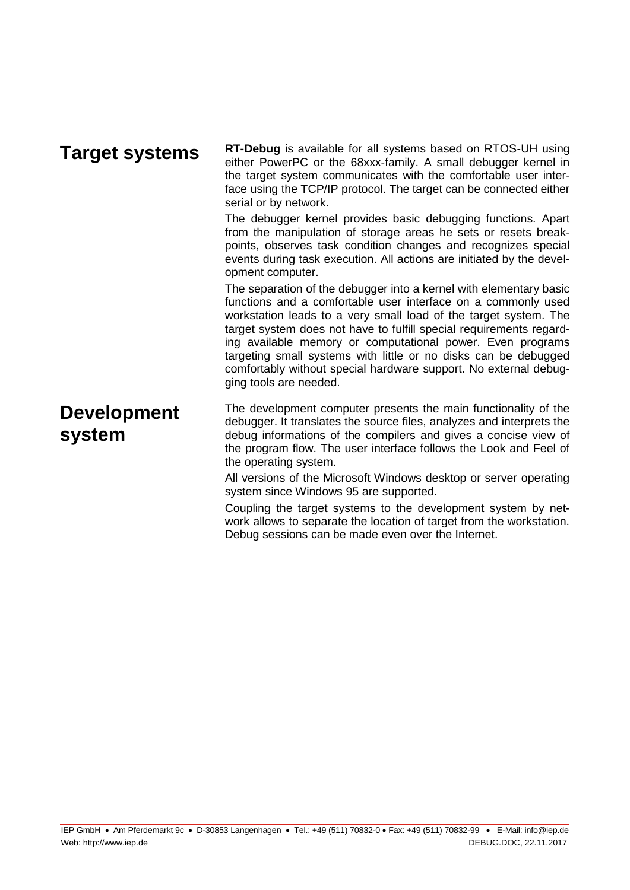## Target systems

**RT-Debug** is available for all systems based on RTOS-UH using either PowerPC or the 68xxx-family. A small debugger kernel in the target system communicates with the comfortable user interface using the TCP/IP protocol. The target can be connected either serial or by network.

The debugger kernel provides basic debugging functions. Apart from the manipulation of storage areas he sets or resets breakpoints, observes task condition changes and recognizes special events during task execution. All actions are initiated by the development computer.

The separation of the debugger into a kernel with elementary basic functions and a comfortable user interface on a commonly used workstation leads to a very small load of the target system. The target system does not have to fulfill special requirements regarding available memory or computational power. Even programs targeting small systems with little or no disks can be debugged comfortably without special hardware support. No external debugging tools are needed.

## Development system

The development computer presents the main functionality of the debugger. It translates the source files, analyzes and interprets the debug informations of the compilers and gives a concise view of the program flow. The user interface follows the Look and Feel of the operating system.

All versions of the Microsoft Windows desktop or server operating system since Windows 95 are supported.

Coupling the target systems to the development system by network allows to separate the location of target from the workstation. Debug sessions can be made even over the Internet.